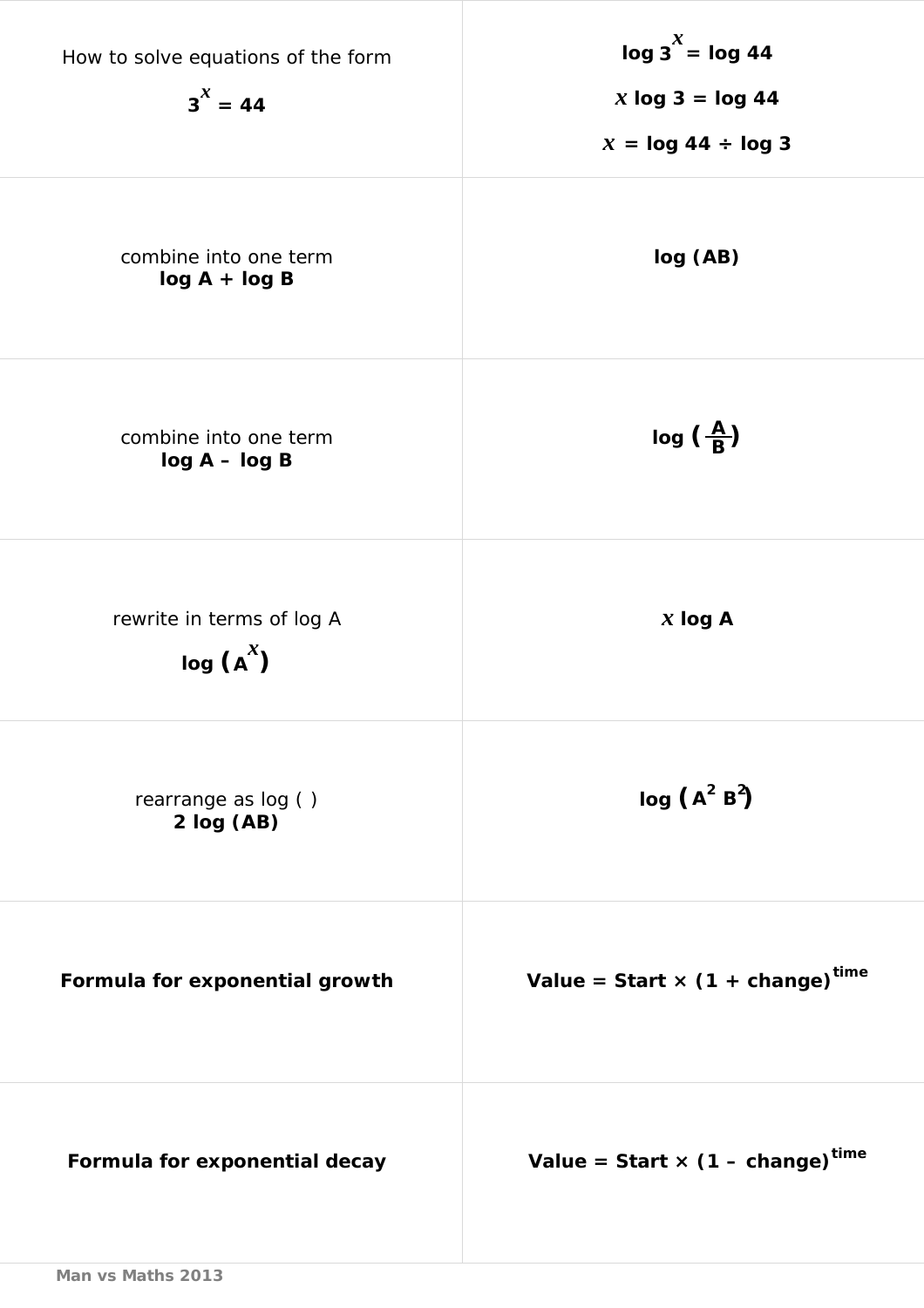| | |
|---|---|
| How to solve equations of the form<br><br>$3^x = 44$ | $\log 3^x = \log 44$<br><br>$x \log 3 = \log 44$<br><br>$x = \log 44 \div \log 3$ |
| combine into one term<br>**$\log A + \log B$** | $\log (AB)$ |
| combine into one term<br>**$\log A - \log B$** | $\log \left(\frac{A}{B}\right)$ |
| rewrite in terms of log A<br><br>$\log \left(A^x\right)$ | $x \log A$ |
| rearrange as log ( )<br>**$2 \log (AB)$** | $\log \left(A^2 B^2\right)$ |
| **Formula for exponential growth** | **Value = Start × (1 + change)$^{\text{time}}$** |
| **Formula for exponential decay** | **Value = Start × (1 – change)$^{\text{time}}$** |

Man vs Maths 2013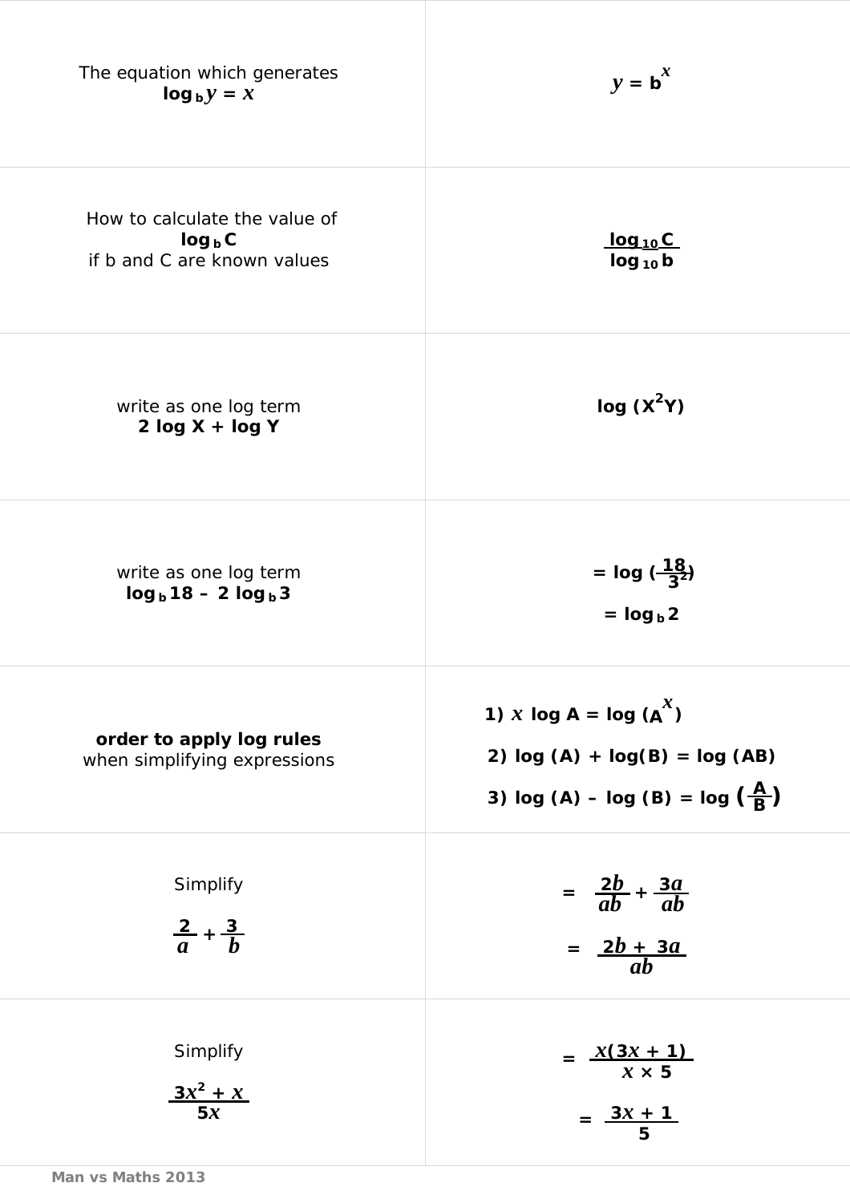| | |
|---|---|
| The equation which generates **$\log_b y = x$** | $y = b^x$ |
| How to calculate the value of **$\log_b C$** if b and C are known values | $\dfrac{\log_{10} C}{\log_{10} b}$ |
| write as one log term **$2 \log X + \log Y$** | $\log (X^2Y)$ |
| write as one log term **$\log_b 18 - 2 \log_b 3$** | $= \log \left(\dfrac{18}{3^2}\right)$ <br> $= \log_b 2$ |
| **order to apply log rules** when simplifying expressions | 1) $x \log A = \log (A^x)$ <br> 2) $\log (A) + \log(B) = \log (AB)$ <br> 3) $\log (A) - \log (B) = \log \left(\dfrac{A}{B}\right)$ |
| Simplify $\dfrac{2}{a} + \dfrac{3}{b}$ | $= \dfrac{2b}{ab} + \dfrac{3a}{ab}$ <br> $= \dfrac{2b + 3a}{ab}$ |
| Simplify $\dfrac{3x^2 + x}{5x}$ | $= \dfrac{x(3x + 1)}{x \times 5}$ <br> $= \dfrac{3x + 1}{5}$ |

Man vs Maths 2013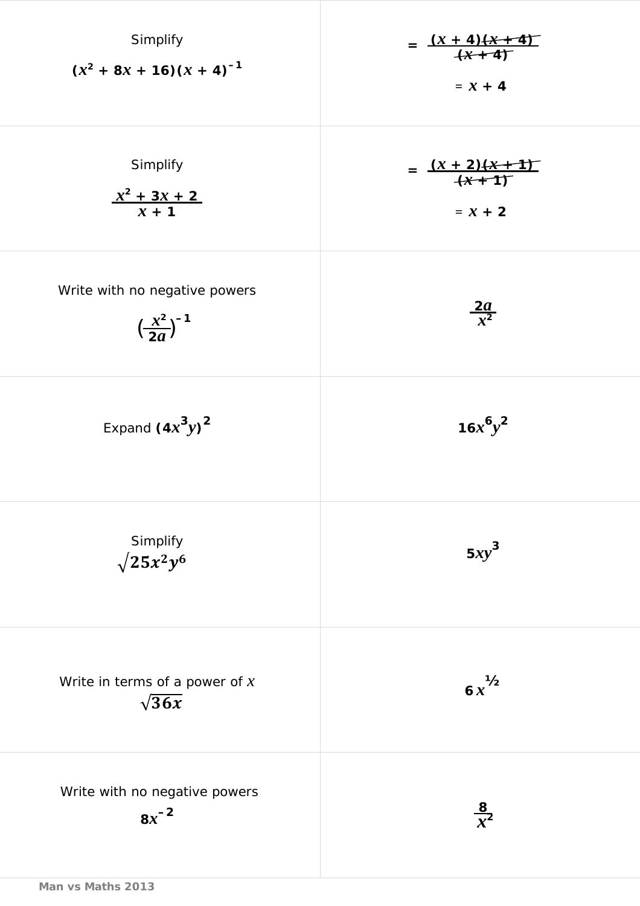| | |
|---|---|
| Simplify $(x^2 + 8x + 16)(x + 4)^{-1}$ | $= \frac{(x + 4)\cancel{(x + 4)}}{\cancel{(x + 4)}}$ <br> $= x + 4$ |
| Simplify $\frac{x^2 + 3x + 2}{x + 1}$ | $= \frac{(x + 2)\cancel{(x + 1)}}{\cancel{(x + 1)}}$ <br> $= x + 2$ |
| Write with no negative powers $\left(\frac{x^2}{2a}\right)^{-1}$ | $\frac{2a}{x^2}$ |
| Expand $(4x^3y)^2$ | $16x^6y^2$ |
| Simplify $\sqrt{25x^2y^6}$ | $5xy^3$ |
| Write in terms of a power of $x$ $\sqrt{36x}$ | $6x^{½}$ |
| Write with no negative powers $8x^{-2}$ | $\frac{8}{x^2}$ |

Man vs Maths 2013